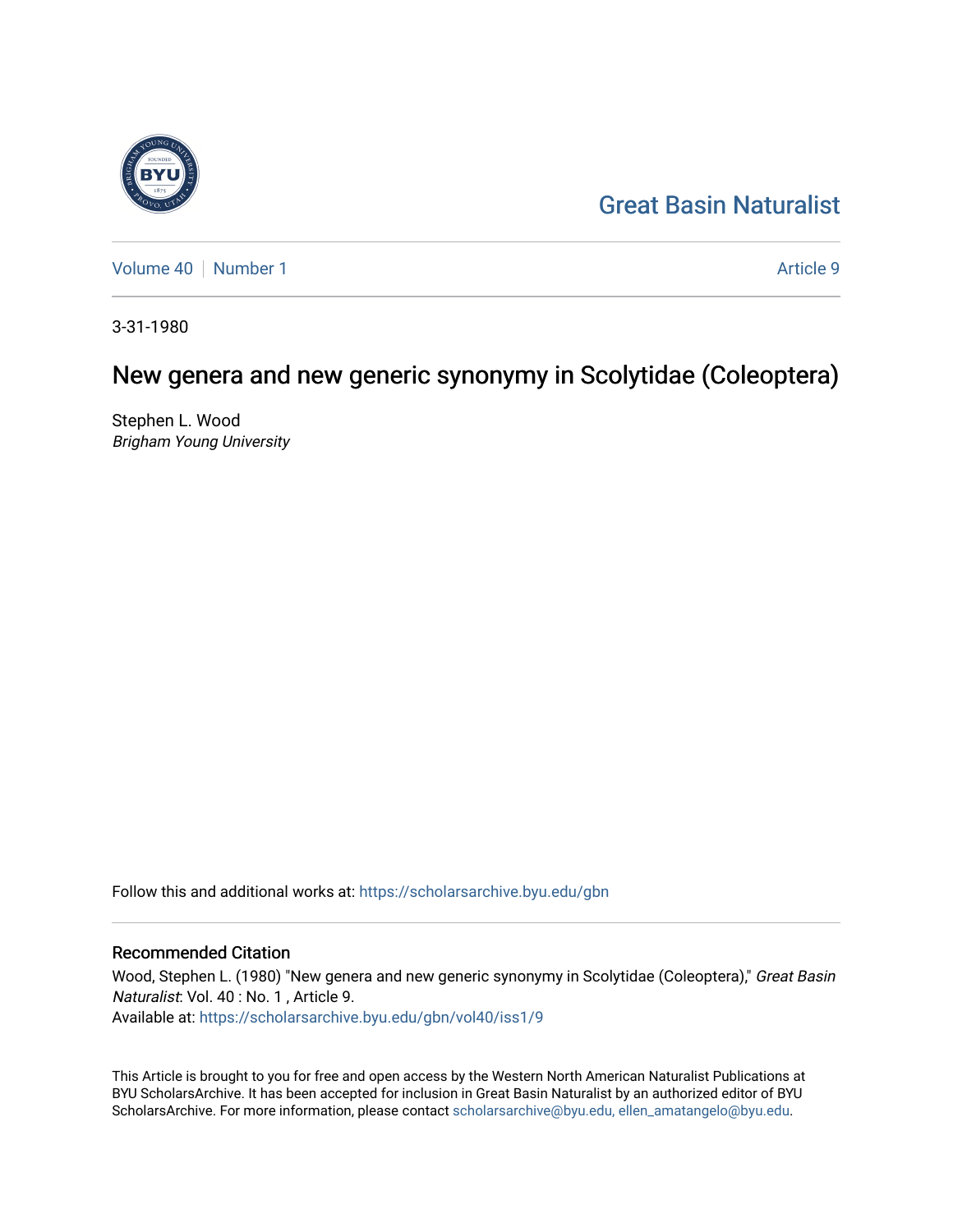Great Basin Naturalist

Volume 40 | Number 1

Article 9

3-31-1980

# New genera and new generic synonymy in Scolytidae (Coleoptera)

Stephen L. Wood
*Brigham Young University*

Follow this and additional works at: https://scholarsarchive.byu.edu/gbn

## Recommended Citation

Wood, Stephen L. (1980) "New genera and new generic synonymy in Scolytidae (Coleoptera)," *Great Basin Naturalist*: Vol. 40 : No. 1 , Article 9.
Available at: https://scholarsarchive.byu.edu/gbn/vol40/iss1/9

This Article is brought to you for free and open access by the Western North American Naturalist Publications at BYU ScholarsArchive. It has been accepted for inclusion in Great Basin Naturalist by an authorized editor of BYU ScholarsArchive. For more information, please contact scholarsarchive@byu.edu, ellen_amatangelo@byu.edu.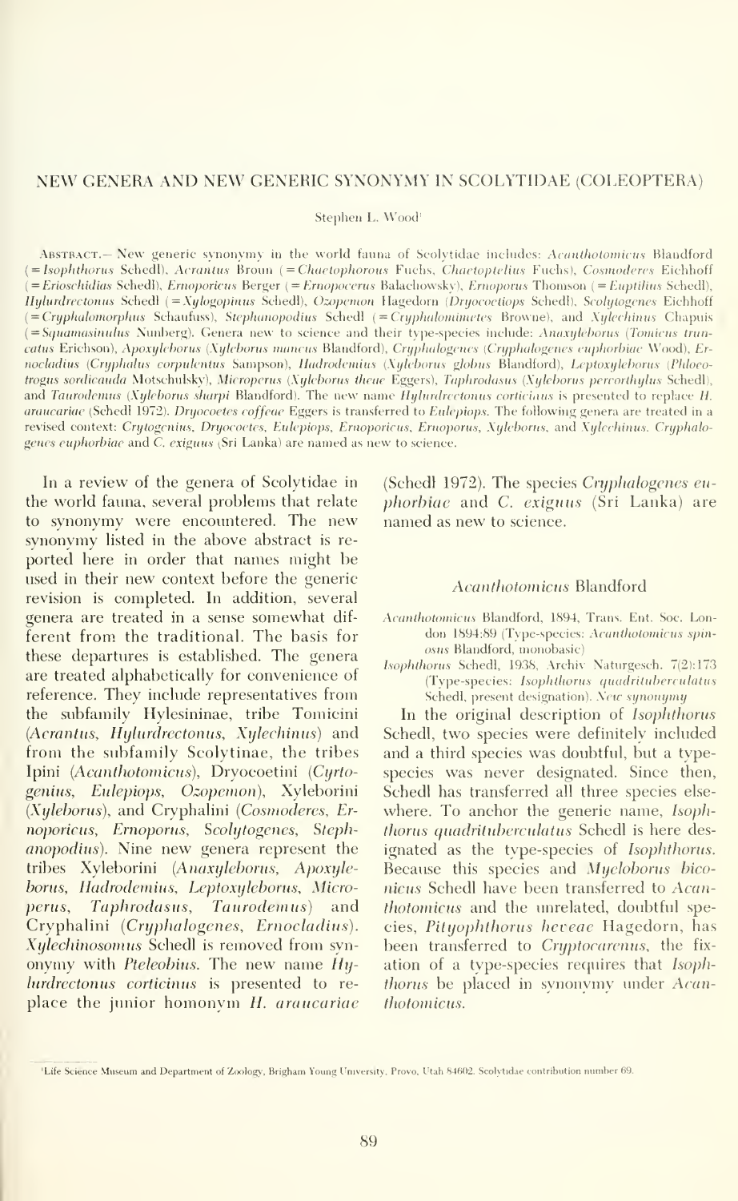# NEW GENERA AND NEW GENERIC SYNONYMY IN SCOLYTIDAE (COLEOPTERA)

Stephen L. Wood[1]

ABSTRACT.— New generic synonymy in the world fauna of Scolytidae includes: *Acanthotomicus* Blandford (= *Isophthorus* Schedl), *Acrantus* Broun (= *Chaetophorous* Fuchs, *Chaetoptelius* Fuchs), *Cosmoderes* Eichhoff (= *Erioschidias* Schedl), *Ernoporicus* Berger (= *Ernopocerus* Balachowsky), *Ernoporus* Thomson (= *Euptilius* Schedl), *Hylurdrectonus* Schedl (= *Xylogopinus* Schedl), *Ozopemon* Hagedorn (*Dryocoetiops* Schedl), *Scolytogenes* Eichhoff (= *Cryphalomorphus* Schaufuss), *Stephanopodius* Schedl (= *Cryphalomimetes* Browne), and *Xylechinus* Chapuis (= *Squamasinulus* Nunberg). Genera new to science and their type-species include: *Anaxyleborus* (*Tomicus truncatus* Erichson), *Apoxyleborus* (*Xyleborus mancus* Blandford), *Cryphalogenes* (*Cryphalogenes euphorbiae* Wood), *Ernocladius* (*Cryphalus corpulentus* Sampson), *Hadrodemius* (*Xyleborus globus* Blandford), *Leptoxyleborus* (*Phloeotrogus sordicauda* Motschulsky), *Microperus* (*Xyleborus theae* Eggers), *Taphrodasus* (*Xyleborus percorthylus* Schedl), and *Taurodemus* (*Xyleborus sharpi* Blandford). The new name *Hylurdrectonus corticinus* is presented to replace *H. araucariae* (Schedl 1972). *Dryocoetes coffeae* Eggers is transferred to *Eulepiops*. The following genera are treated in a revised context: *Crytogenius*, *Dryocoetes*, *Eulepiops*, *Ernoporicus*, *Ernoporus*, *Xyleborus*, and *Xylechinus*. *Cryphalogenes euphorbiae* and *C. exiguus* (Sri Lanka) are named as new to science.

In a review of the genera of Scolytidae in the world fauna, several problems that relate to synonymy were encountered. The new synonymy listed in the above abstract is reported here in order that names might be used in their new context before the generic revision is completed. In addition, several genera are treated in a sense somewhat different from the traditional. The basis for these departures is established. The genera are treated alphabetically for convenience of reference. They include representatives from the subfamily Hylesininae, tribe Tomicini (*Acrantus*, *Hylurdrectonus*, *Xylechinus*) and from the subfamily Scolytinae, the tribes Ipini (*Acanthotomicus*), Dryocoetini (*Cyrtogenius*, *Eulepiops*, *Ozopemon*), Xyleborini (*Xyleborus*), and Cryphalini (*Cosmoderes*, *Ernoporicus*, *Ernoporus*, *Scolytogenes*, *Stephanopodius*). Nine new genera represent the tribes Xyleborini (*Anaxyleborus*, *Apoxyleborus*, *Hadrodemius*, *Leptoxyleborus*, *Microperus*, *Taphrodasus*, *Taurodemus*) and Cryphalini (*Cryphalogenes*, *Ernocladius*). *Xylechinosomus* Schedl is removed from synonymy with *Pteleobius*. The new name *Hylurdrectonus corticinus* is presented to replace the junior homonym *H. araucariae* (Schedl 1972). The species *Cryphalogenes euphorbiae* and *C. exiguus* (Sri Lanka) are named as new to science.

## *Acanthotomicus* Blandford

*Acanthotomicus* Blandford, 1894, Trans. Ent. Soc. London 1894:89 (Type-species: *Acanthotomicus spinosus* Blandford, monobasic)

*Isophthorus* Schedl, 1938, Archiv Naturgesch. 7(2):173 (Type-species: *Isophthorus quadrituberculatus* Schedl, present designation). *New synonymy*

In the original description of *Isophthorus* Schedl, two species were definitely included and a third species was doubtful, but a type-species was never designated. Since then, Schedl has transferred all three species elsewhere. To anchor the generic name, *Isophthorus quadrituberculatus* Schedl is here designated as the type-species of *Isophthorus*. Because this species and *Myeloborus biconicus* Schedl have been transferred to *Acanthotomicus* and the unrelated, doubtful species, *Pityophthorus heveae* Hagedorn, has been transferred to *Cryptocarenus*, the fixation of a type-species requires that *Isophthorus* be placed in synonymy under *Acanthotomicus*.

[1]Life Science Museum and Department of Zoology, Brigham Young University, Provo, Utah 84602. Scolytidae contribution number 69.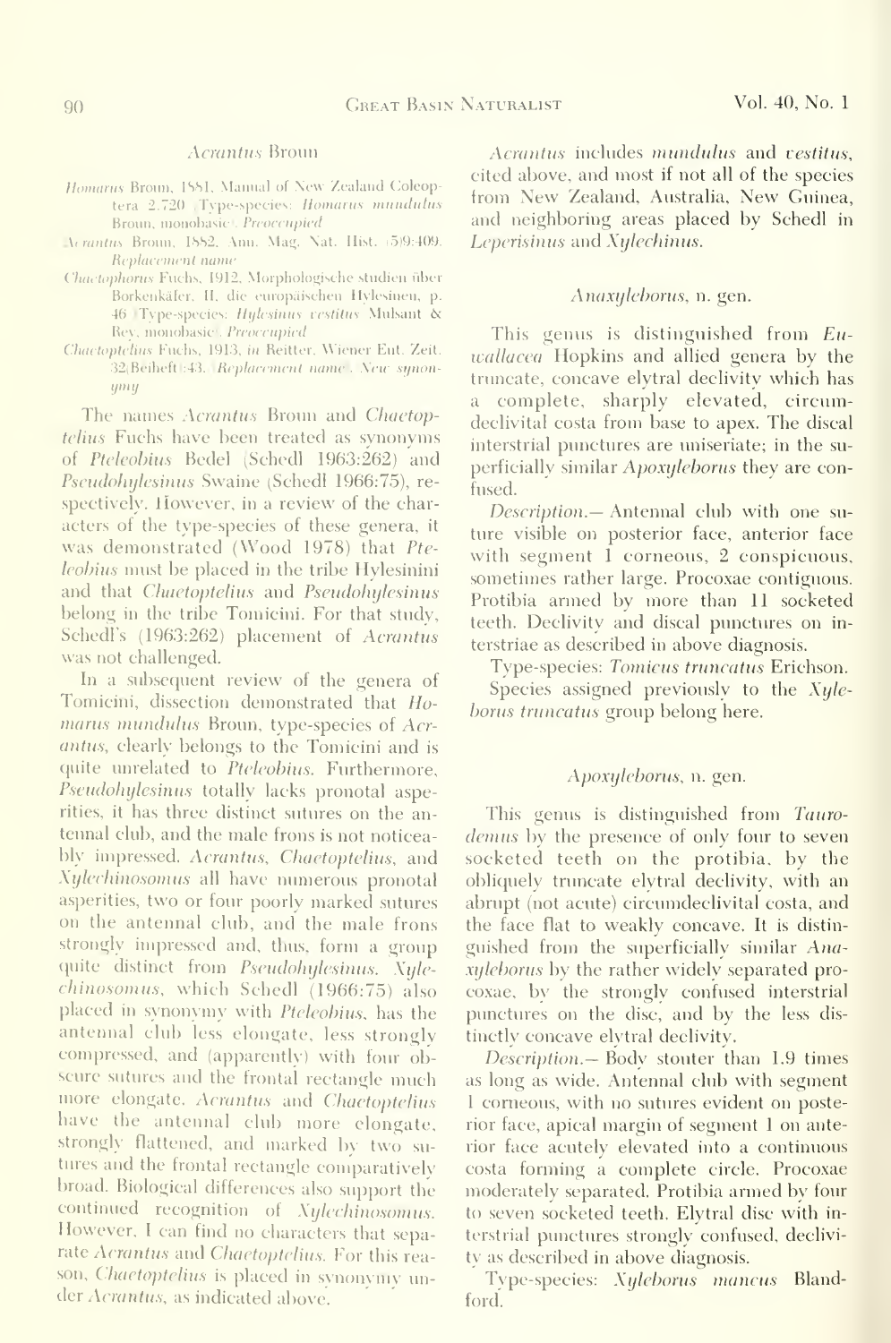### *Acrantus* Broun

*Homarus* Broun, 1881, Manual of New Zealand Coleoptera 2:720 (Type-species: *Homarus mundulus* Broun, monobasic). *Preoccupied*

*Acrantus* Broun, 1882, Ann. Mag. Nat. Hist. (5)9:409. *Replacement name*

*Chaetophorus* Fuchs, 1912, Morphologische studien über Borkenkäfer. II. die europäischen Hylesinen, p. 46 (Type-species: *Hylesinus vestitus* Mulsant & Rey, monobasic). *Preoccupied*

*Chaetoptelius* Fuchs, 1913, in Reitter, Wiener Ent. Zeit. 32(Beiheft):43. (*Replacement name*). *New synonymy*

The names *Acrantus* Broun and *Chaetoptelius* Fuchs have been treated as synonyms of *Pteleobius* Bedel (Schedl 1963:262) and *Pseudohylesinus* Swaine (Schedl 1966:75), respectively. However, in a review of the characters of the type-species of these genera, it was demonstrated (Wood 1978) that *Pteleobius* must be placed in the tribe Hylesinini and that *Chaetoptelius* and *Pseudohylesinus* belong in the tribe Tomicini. For that study, Schedl's (1963:262) placement of *Acrantus* was not challenged.

In a subsequent review of the genera of Tomicini, dissection demonstrated that *Homarus mundulus* Broun, type-species of *Acrantus*, clearly belongs to the Tomicini and is quite unrelated to *Pteleobius*. Furthermore, *Pseudohylesinus* totally lacks pronotal asperities, it has three distinct sutures on the antennal club, and the male frons is not noticeably impressed. *Acrantus*, *Chaetoptelius*, and *Xylechinosomus* all have numerous pronotal asperities, two or four poorly marked sutures on the antennal club, and the male frons strongly impressed and, thus, form a group quite distinct from *Pseudohylesinus*. *Xylechinosomus*, which Schedl (1966:75) also placed in synonymy with *Pteleobius*, has the antennal club less elongate, less strongly compressed, and (apparently) with four obscure sutures and the frontal rectangle much more elongate. *Acrantus* and *Chaetoptelius* have the antennal club more elongate, strongly flattened, and marked by two sutures and the frontal rectangle comparatively broad. Biological differences also support the continued recognition of *Xylechinosomus*. However, I can find no characters that separate *Acrantus* and *Chaetoptelius*. For this reason, *Chaetoptelius* is placed in synonymy under *Acrantus*, as indicated above.

*Acrantus* includes *mundulus* and *vestitus*, cited above, and most if not all of the species from New Zealand, Australia, New Guinea, and neighboring areas placed by Schedl in *Leperisinus* and *Xylechinus*.

### *Anaxyleborus*, n. gen.

This genus is distinguished from *Euwallacea* Hopkins and allied genera by the truncate, concave elytral declivity which has a complete, sharply elevated, circumdeclivital costa from base to apex. The discal interstrial punctures are uniseriate; in the superficially similar *Apoxyleborus* they are confused.

*Description.*— Antennal club with one suture visible on posterior face, anterior face with segment 1 corneous, 2 conspicuous, sometimes rather large. Procoxae contiguous. Protibia armed by more than 11 socketed teeth. Declivity and discal punctures on interstriae as described in above diagnosis.

Type-species: *Tomicus truncatus* Erichson.

Species assigned previously to the *Xyleborus truncatus* group belong here.

### *Apoxyleborus*, n. gen.

This genus is distinguished from *Taurodemus* by the presence of only four to seven socketed teeth on the protibia, by the obliquely truncate elytral declivity, with an abrupt (not acute) circumdeclivital costa, and the face flat to weakly concave. It is distinguished from the superficially similar *Anaxyleborus* by the rather widely separated procoxae, by the strongly confused interstrial punctures on the disc, and by the less distinctly concave elytral declivity.

*Description.*— Body stouter than 1.9 times as long as wide. Antennal club with segment 1 corneous, with no sutures evident on posterior face, apical margin of segment 1 on anterior face acutely elevated into a continuous costa forming a complete circle. Procoxae moderately separated. Protibia armed by four to seven socketed teeth. Elytral disc with interstrial punctures strongly confused, declivity as described in above diagnosis.

Type-species: *Xyleborus mancus* Blandford.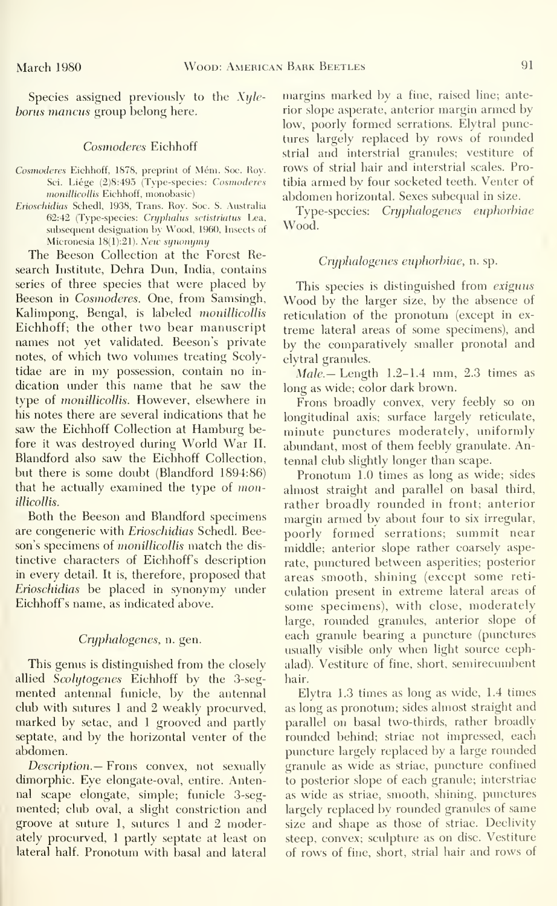Species assigned previously to the *Xyleborus mancus* group belong here.

### *Cosmoderes* Eichhoff

*Cosmoderes* Eichhoff, 1878, preprint of Mém. Soc. Roy. Sci. Liége (2)8:495 (Type-species: *Cosmoderes monillicollis* Eichhoff, monobasic)

*Erioschidias* Schedl, 1938, Trans. Roy. Soc. S. Australia 62:42 (Type-species: *Cryphalus setistriatus* Lea, subsequent designation by Wood, 1960, Insects of Micronesia 18(1):21). *New synonymy*

The Beeson Collection at the Forest Research Institute, Dehra Dun, India, contains series of three species that were placed by Beeson in *Cosmoderes*. One, from Samsingh, Kalimpong, Bengal, is labeled *monillicollis* Eichhoff; the other two bear manuscript names not yet validated. Beeson's private notes, of which two volumes treating Scolytidae are in my possession, contain no indication under this name that he saw the type of *monillicollis*. However, elsewhere in his notes there are several indications that he saw the Eichhoff Collection at Hamburg before it was destroyed during World War II. Blandford also saw the Eichhoff Collection, but there is some doubt (Blandford 1894:86) that he actually examined the type of *monillicollis*.

Both the Beeson and Blandford specimens are congeneric with *Erioschidias* Schedl. Beeson's specimens of *monillicollis* match the distinctive characters of Eichhoff's description in every detail. It is, therefore, proposed that *Erioschidias* be placed in synonymy under Eichhoff's name, as indicated above.

### *Cryphalogenes*, n. gen.

This genus is distinguished from the closely allied *Scolytogenes* Eichhoff by the 3-segmented antennal funicle, by the antennal club with sutures 1 and 2 weakly procurved, marked by setae, and 1 grooved and partly septate, and by the horizontal venter of the abdomen.

*Description.*— Frons convex, not sexually dimorphic. Eye elongate-oval, entire. Antennal scape elongate, simple; funicle 3-segmented; club oval, a slight constriction and groove at suture 1, sutures 1 and 2 moderately procurved, 1 partly septate at least on lateral half. Pronotum with basal and lateral margins marked by a fine, raised line; anterior slope asperate, anterior margin armed by low, poorly formed serrations. Elytral punctures largely replaced by rows of rounded strial and interstrial granules; vestiture of rows of strial hair and interstrial scales. Protibia armed by four socketed teeth. Venter of abdomen horizontal. Sexes subequal in size.

Type-species: *Cryphalogenes euphorbiae* Wood.

### *Cryphalogenes euphorbiae*, n. sp.

This species is distinguished from *exiguus* Wood by the larger size, by the absence of reticulation of the pronotum (except in extreme lateral areas of some specimens), and by the comparatively smaller pronotal and elytral granules.

*Male.*— Length 1.2–1.4 mm, 2.3 times as long as wide; color dark brown.

Frons broadly convex, very feebly so on longitudinal axis; surface largely reticulate, minute punctures moderately, uniformly abundant, most of them feebly granulate. Antennal club slightly longer than scape.

Pronotum 1.0 times as long as wide; sides almost straight and parallel on basal third, rather broadly rounded in front; anterior margin armed by about four to six irregular, poorly formed serrations; summit near middle; anterior slope rather coarsely asperate, punctured between asperities; posterior areas smooth, shining (except some reticulation present in extreme lateral areas of some specimens), with close, moderately large, rounded granules, anterior slope of each granule bearing a puncture (punctures usually visible only when light source cephalad). Vestiture of fine, short, semirecumbent hair.

Elytra 1.3 times as long as wide, 1.4 times as long as pronotum; sides almost straight and parallel on basal two-thirds, rather broadly rounded behind; striae not impressed, each puncture largely replaced by a large rounded granule as wide as striae, puncture confined to posterior slope of each granule; interstriae as wide as striae, smooth, shining, punctures largely replaced by rounded granules of same size and shape as those of striae. Declivity steep, convex; sculpture as on disc. Vestiture of rows of fine, short, strial hair and rows of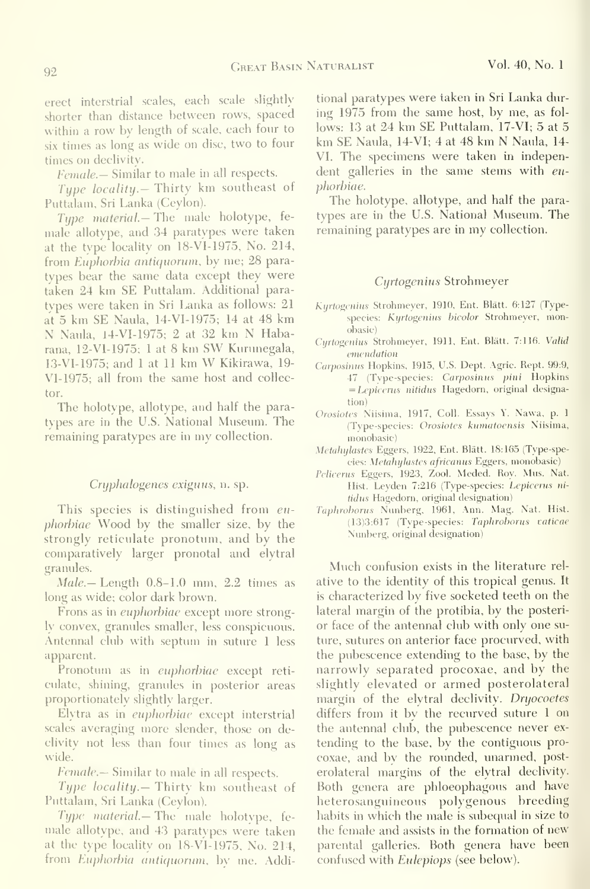erect interstrial scales, each scale slightly shorter than distance between rows, spaced within a row by length of scale, each four to six times as long as wide on disc, two to four times on declivity.

*Female.*— Similar to male in all respects.

*Type locality.*— Thirty km southeast of Puttalam, Sri Lanka (Ceylon).

*Type material.*— The male holotype, female allotype, and 34 paratypes were taken at the type locality on 18-VI-1975, No. 214, from *Euphorbia antiquorum*, by me; 28 paratypes bear the same data except they were taken 24 km SE Puttalam. Additional paratypes were taken in Sri Lanka as follows: 21 at 5 km SE Naula, 14-VI-1975; 14 at 48 km N Naula, 14-VI-1975; 2 at 32 km N Habarana, 12-VI-1975; 1 at 8 km SW Kurunegala, 13-VI-1975; and 1 at 11 km W Kikirawa, 19-VI-1975; all from the same host and collector.

The holotype, allotype, and half the paratypes are in the U.S. National Museum. The remaining paratypes are in my collection.

### *Cryphalogenes exiguus*, n. sp.

This species is distinguished from *euphorbiae* Wood by the smaller size, by the strongly reticulate pronotum, and by the comparatively larger pronotal and elytral granules.

*Male.*— Length 0.8–1.0 mm, 2.2 times as long as wide; color dark brown.

Frons as in *euphorbiae* except more strongly convex, granules smaller, less conspicuous. Antennal club with septum in suture 1 less apparent.

Pronotum as in *euphorbiae* except reticulate, shining, granules in posterior areas proportionately slightly larger.

Elytra as in *euphorbiae* except interstrial scales averaging more slender, those on declivity not less than four times as long as wide.

*Female.*— Similar to male in all respects.

*Type locality.*— Thirty km southeast of Puttalam, Sri Lanka (Ceylon).

*Type material.*— The male holotype, female allotype, and 43 paratypes were taken at the type locality on 18-VI-1975, No. 214, from *Euphorbia antiquorum*, by me. Additional paratypes were taken in Sri Lanka during 1975 from the same host, by me, as follows: 13 at 24 km SE Puttalam, 17-VI; 5 at 5 km SE Naula, 14-VI; 4 at 48 km N Naula, 14-VI. The specimens were taken in independent galleries in the same stems with *euphorbiae*.

The holotype, allotype, and half the paratypes are in the U.S. National Museum. The remaining paratypes are in my collection.

### *Cyrtogenius* Strohmeyer

- *Kyrtogenius* Strohmeyer, 1910, Ent. Blätt. 6:127 (Type-species: *Kyrtogenius bicolor* Strohmeyer, monobasic)
- *Cyrtogenius* Strohmeyer, 1911, Ent. Blätt. 7:116. *Valid emendation*
- *Carposinus* Hopkins, 1915, U.S. Dept. Agric. Rept. 99:9, 47 (Type-species: *Carposinus pini* Hopkins =*Lepicerus nitidus* Hagedorn, original designation)
- *Orosiotes* Niisima, 1917, Coll. Essays Y. Nawa, p. 1 (Type-species: *Orosiotes kumatoensis* Niisima, monobasic)
- *Metahylastes* Eggers, 1922, Ent. Blätt. 18:165 (Type-species: *Metahylastes africanus* Eggers, monobasic)
- *Pelicerus* Eggers, 1923, Zool. Meded. Roy. Mus. Nat. Hist. Leyden 7:216 (Type-species: *Lepicerus nitidus* Hagedorn, original designation)
- *Taphroborus* Nunberg, 1961, Ann. Mag. Nat. Hist. (13)3:617 (Type-species: *Taphroborus vaticae* Nunberg, original designation)

Much confusion exists in the literature relative to the identity of this tropical genus. It is characterized by five socketed teeth on the lateral margin of the protibia, by the posterior face of the antennal club with only one suture, sutures on anterior face procurved, with the pubescence extending to the base, by the narrowly separated procoxae, and by the slightly elevated or armed posterolateral margin of the elytral declivity. *Dryocoetes* differs from it by the recurved suture 1 on the antennal club, the pubescence never extending to the base, by the contiguous procoxae, and by the rounded, unarmed, posterolateral margins of the elytral declivity. Both genera are phloeophagous and have heterosanguineous polygenous breeding habits in which the male is subequal in size to the female and assists in the formation of new parental galleries. Both genera have been confused with *Eulepiops* (see below).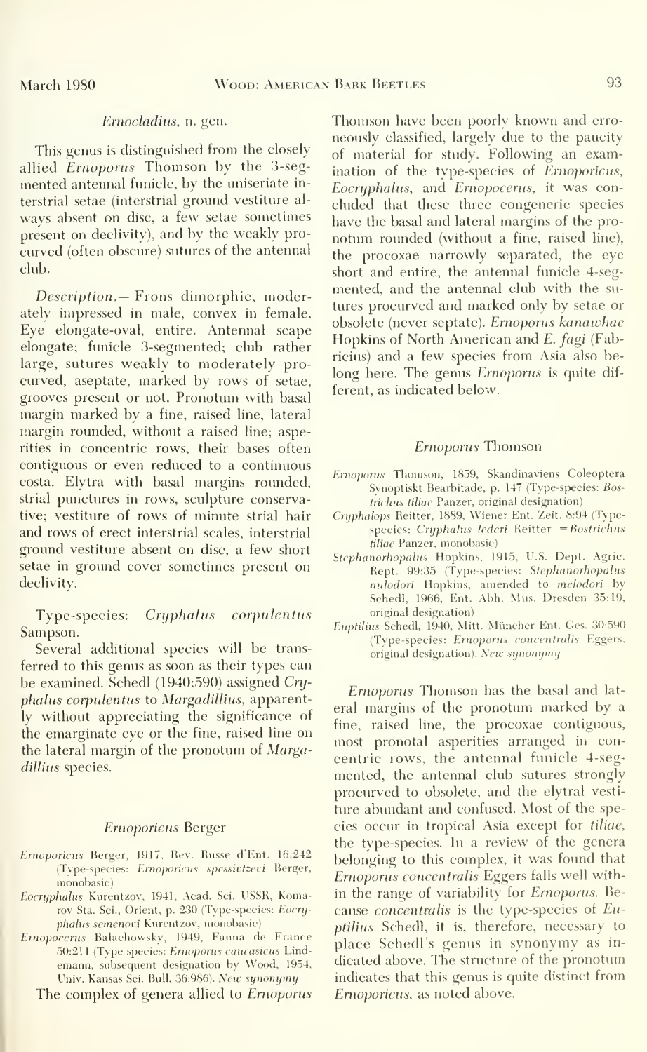### *Ernocladius*, n. gen.

This genus is distinguished from the closely allied *Ernoporus* Thomson by the 3-segmented antennal funicle, by the uniseriate interstrial setae (interstrial ground vestiture always absent on disc, a few setae sometimes present on declivity), and by the weakly procurved (often obscure) sutures of the antennal club.

*Description.*— Frons dimorphic, moderately impressed in male, convex in female. Eye elongate-oval, entire. Antennal scape elongate; funicle 3-segmented; club rather large, sutures weakly to moderately procurved, aseptate, marked by rows of setae, grooves present or not. Pronotum with basal margin marked by a fine, raised line, lateral margin rounded, without a raised line; asperities in concentric rows, their bases often contiguous or even reduced to a continuous costa. Elytra with basal margins rounded, strial punctures in rows, sculpture conservative; vestiture of rows of minute strial hair and rows of erect interstrial scales, interstrial ground vestiture absent on disc, a few short setae in ground cover sometimes present on declivity.

Type-species: *Cryphalus corpulentus* Sampson.

Several additional species will be transferred to this genus as soon as their types can be examined. Schedl (1940:590) assigned *Cryphalus corpulentus* to *Margadillius*, apparently without appreciating the significance of the emarginate eye or the fine, raised line on the lateral margin of the pronotum of *Margadillius* species.

### *Ernoporicus* Berger

*Ernoporicus* Berger, 1917, Rev. Russe d'Ent. 16:242 (Type-species: *Ernoporicus spessivtzevi* Berger, monobasic)

*Eocryphalus* Kurentzov, 1941, Acad. Sci. USSR, Komarov Sta. Sci., Orient, p. 230 (Type-species: *Eocryphalus semenovi* Kurentzov, monobasic)

*Ernopocerus* Balachowsky, 1949, Fauna de France 50:211 (Type-species: *Ernoporus caucasicus* Lindemann, subsequent designation by Wood, 1954, Univ. Kansas Sci. Bull. 36:986). *New synonymy*

The complex of genera allied to *Ernoporus* Thomson have been poorly known and erroneously classified, largely due to the paucity of material for study. Following an examination of the type-species of *Ernoporicus*, *Eocryphalus*, and *Ernopocerus*, it was concluded that these three congeneric species have the basal and lateral margins of the pronotum rounded (without a fine, raised line), the procoxae narrowly separated, the eye short and entire, the antennal funicle 4-segmented, and the antennal club with the sutures procurved and marked only by setae or obsolete (never septate). *Ernoporus kanawhae* Hopkins of North American and *E. fagi* (Fabricius) and a few species from Asia also belong here. The genus *Ernoporus* is quite different, as indicated below.

### *Ernoporus* Thomson

*Ernoporus* Thomson, 1859, Skandinaviens Coleoptera Synoptiskt Bearbitade, p. 147 (Type-species: *Bostrichus tiliae* Panzer, original designation)

*Cryphalops* Reitter, 1889, Wiener Ent. Zeit. 8:94 (Type-species: *Cryphalus lederi* Reitter = *Bostrichus tiliae* Panzer, monobasic)

*Stephanorhopalus* Hopkins, 1915, U.S. Dept. Agric. Rept. 99:35 (Type-species: *Stephanorhopalus nulodori* Hopkins, amended to *melodori* by Schedl, 1966, Ent. Abh. Mus. Dresden 35:19, original designation)

*Euptilius* Schedl, 1940, Mitt. Müncher Ent. Ges. 30:590 (Type-species: *Ernoporus concentralis* Eggers, original designation). *New synonymy*

*Ernoporus* Thomson has the basal and lateral margins of the pronotum marked by a fine, raised line, the procoxae contiguous, most pronotal asperities arranged in concentric rows, the antennal funicle 4-segmented, the antennal club sutures strongly procurved to obsolete, and the elytral vestiture abundant and confused. Most of the species occur in tropical Asia except for *tiliae*, the type-species. In a review of the genera belonging to this complex, it was found that *Ernoporus concentralis* Eggers falls well within the range of variability for *Ernoporus*. Because *concentralis* is the type-species of *Euptilius* Schedl, it is, therefore, necessary to place Schedl's genus in synonymy as indicated above. The structure of the pronotum indicates that this genus is quite distinct from *Ernoporicus*, as noted above.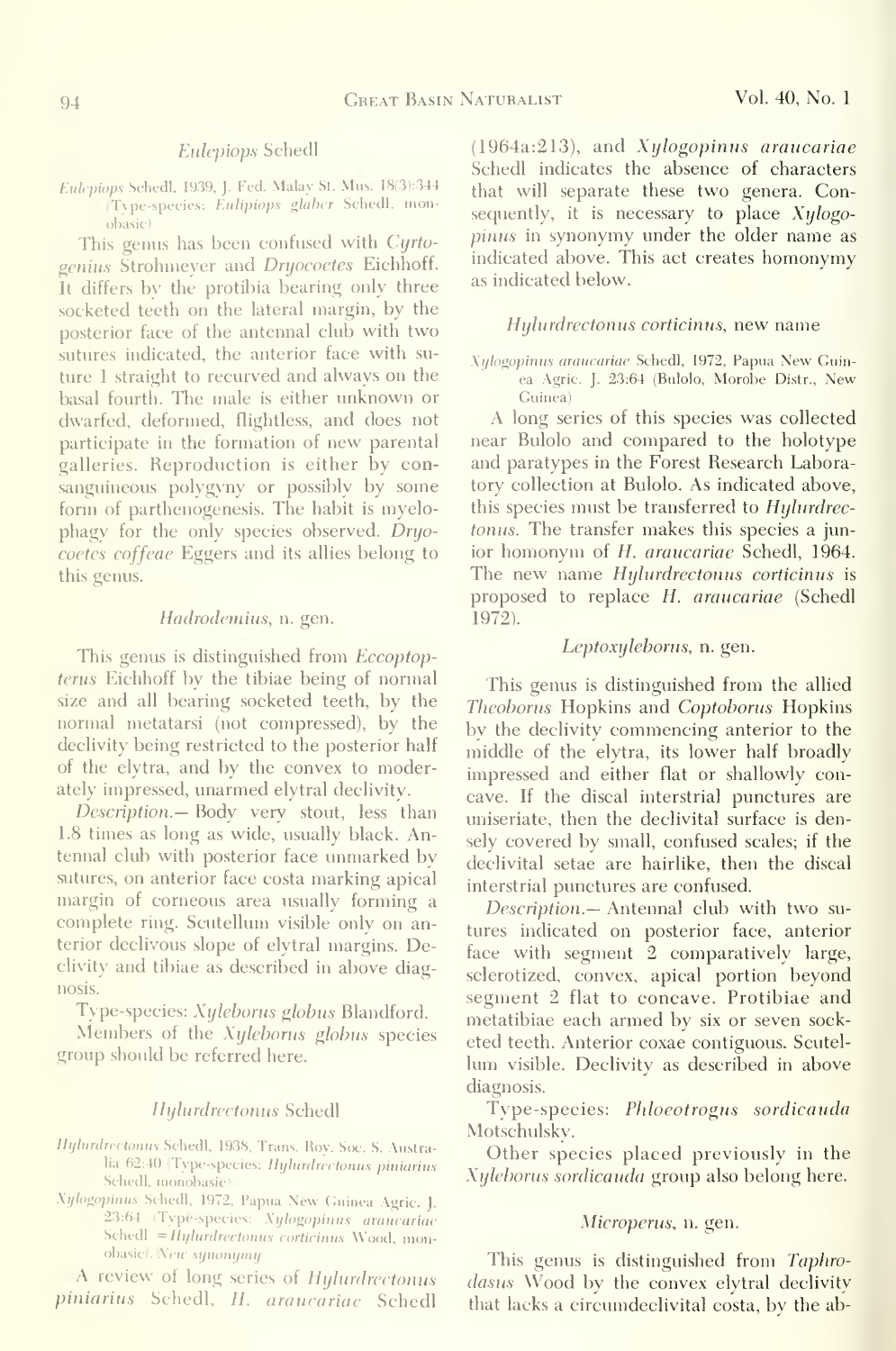### *Eulepiops* Schedl

*Eulepiops* Schedl, 1939, J. Fed. Malay St. Mus. 18(3):344 (Type-species: *Eulipiops glaber* Schedl, monobasic)

This genus has been confused with *Cyrtogenius* Strohmeyer and *Dryocoetes* Eichhoff. It differs by the protibia bearing only three socketed teeth on the lateral margin, by the posterior face of the antennal club with two sutures indicated, the anterior face with suture 1 straight to recurved and always on the basal fourth. The male is either unknown or dwarfed, deformed, flightless, and does not participate in the formation of new parental galleries. Reproduction is either by consanguineous polygyny or possibly by some form of parthenogenesis. The habit is myelophagy for the only species observed. *Dryocoetes coffeae* Eggers and its allies belong to this genus.

### *Hadrodemius*, n. gen.

This genus is distinguished from *Eccoptopterus* Eichhoff by the tibiae being of normal size and all bearing socketed teeth, by the normal metatarsi (not compressed), by the declivity being restricted to the posterior half of the elytra, and by the convex to moderately impressed, unarmed elytral declivity.

*Description*.— Body very stout, less than 1.8 times as long as wide, usually black. Antennal club with posterior face unmarked by sutures, on anterior face costa marking apical margin of corneous area usually forming a complete ring. Scutellum visible only on anterior declivous slope of elytral margins. Declivity and tibiae as described in above diagnosis.

Type-species: *Xyleborus globus* Blandford.

Members of the *Xyleborus globus* species group should be referred here.

### *Hylurdrectonus* Schedl

*Hylurdrectonus* Schedl, 1938, Trans. Roy. Soc. S. Australia 62:40 (Type-species: *Hylurdrectonus piniarius* Schedl, monobasic)

*Xylogopinus* Schedl, 1972, Papua New Guinea Agric. J. 23:64 (Type-species: *Xylogopinus araucariae* Schedl = *Hylurdrectonus corticinus* Wood, monobasic). *New synonymy*

A review of long series of *Hylurdrectonus piniarius* Schedl, *H. araucariae* Schedl (1964a:213), and *Xylogopinus araucariae* Schedl indicates the absence of characters that will separate these two genera. Consequently, it is necessary to place *Xylogopinus* in synonymy under the older name as indicated above. This act creates homonymy as indicated below.

### *Hylurdrectonus corticinus*, new name

*Xylogopinus araucariae* Schedl, 1972, Papua New Guinea Agric. J. 23:64 (Bulolo, Morobe Distr., New Guinea)

A long series of this species was collected near Bulolo and compared to the holotype and paratypes in the Forest Research Laboratory collection at Bulolo. As indicated above, this species must be transferred to *Hylurdrectonus*. The transfer makes this species a junior homonym of *H. araucariae* Schedl, 1964. The new name *Hylurdrectonus corticinus* is proposed to replace *H. araucariae* (Schedl 1972).

### *Leptoxyleborus*, n. gen.

This genus is distinguished from the allied *Theoborus* Hopkins and *Coptoborus* Hopkins by the declivity commencing anterior to the middle of the elytra, its lower half broadly impressed and either flat or shallowly concave. If the discal interstrial punctures are uniseriate, then the declivital surface is densely covered by small, confused scales; if the declivital setae are hairlike, then the discal interstrial punctures are confused.

*Description*.— Antennal club with two sutures indicated on posterior face, anterior face with segment 2 comparatively large, sclerotized, convex, apical portion beyond segment 2 flat to concave. Protibiae and metatibiae each armed by six or seven socketed teeth. Anterior coxae contiguous. Scutellum visible. Declivity as described in above diagnosis.

Type-species: *Phloeotrogus sordicauda* Motschulsky.

Other species placed previously in the *Xyleborus sordicauda* group also belong here.

### *Microperus*, n. gen.

This genus is distinguished from *Taphrodasus* Wood by the convex elytral declivity that lacks a circumdeclivital costa, by the ab-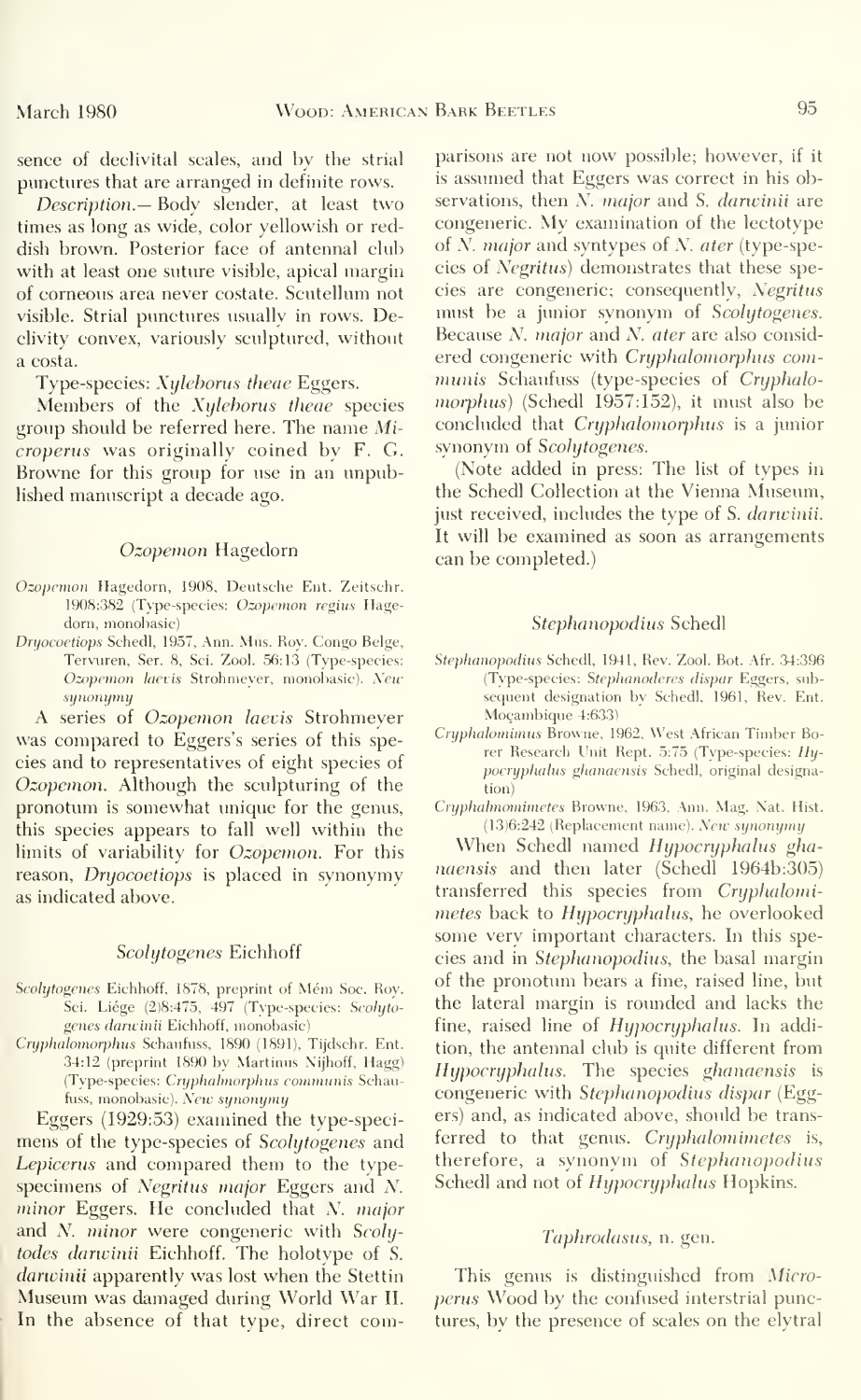sence of declivital scales, and by the strial punctures that are arranged in definite rows.

*Description.*— Body slender, at least two times as long as wide, color yellowish or reddish brown. Posterior face of antennal club with at least one suture visible, apical margin of corneous area never costate. Scutellum not visible. Strial punctures usually in rows. Declivity convex, variously sculptured, without a costa.

Type-species: *Xyleborus theae* Eggers.

Members of the *Xyleborus theae* species group should be referred here. The name *Microperus* was originally coined by F. G. Browne for this group for use in an unpublished manuscript a decade ago.

### *Ozopemon* Hagedorn

*Ozopemon* Hagedorn, 1908, Deutsche Ent. Zeitschr. 1908:382 (Type-species: *Ozopemon regius* Hagedorn, monobasic)

*Dryocoetiops* Schedl, 1957, Ann. Mus. Roy. Congo Belge, Tervuren, Ser. 8, Sci. Zool. 56:13 (Type-species: *Ozopemon laevis* Strohmeyer, monobasic). *New synonymy*

A series of *Ozopemon laevis* Strohmeyer was compared to Eggers's series of this species and to representatives of eight species of *Ozopemon*. Although the sculpturing of the pronotum is somewhat unique for the genus, this species appears to fall well within the limits of variability for *Ozopemon*. For this reason, *Dryocoetiops* is placed in synonymy as indicated above.

### *Scolytogenes* Eichhoff

*Scolytogenes* Eichhoff, 1878, preprint of Mém Soc. Roy. Sci. Liége (2)8:475, 497 (Type-species: *Scolytogenes darwinii* Eichhoff, monobasic)

*Cryphalomorphus* Schaufuss, 1890 (1891), Tijdschr. Ent. 34:12 (preprint 1890 by Martinus Nijhoff, Hagg) (Type-species: *Cryphalmorphus communis* Schaufuss, monobasic). *New synonymy*

Eggers (1929:53) examined the type-specimens of the type-species of *Scolytogenes* and *Lepicerus* and compared them to the type-specimens of *Negritus major* Eggers and *N. minor* Eggers. He concluded that *N. major* and *N. minor* were congeneric with *Scolytodes darwinii* Eichhoff. The holotype of *S. darwinii* apparently was lost when the Stettin Museum was damaged during World War II. In the absence of that type, direct comparisons are not now possible; however, if it is assumed that Eggers was correct in his observations, then *N. major* and *S. darwinii* are congeneric. My examination of the lectotype of *N. major* and syntypes of *N. ater* (type-species of *Negritus*) demonstrates that these species are congeneric; consequently, *Negritus* must be a junior synonym of *Scolytogenes*. Because *N. major* and *N. ater* are also considered congeneric with *Cryphalomorphus communis* Schaufuss (type-species of *Cryphalomorphus*) (Schedl 1957:152), it must also be concluded that *Cryphalomorphus* is a junior synonym of *Scolytogenes*.

(Note added in press: The list of types in the Schedl Collection at the Vienna Museum, just received, includes the type of *S. darwinii*. It will be examined as soon as arrangements can be completed.)

### *Stephanopodius* Schedl

*Stephanopodius* Schedl, 1941, Rev. Zool. Bot. Afr. 34:396 (Type-species: *Stephanoderes dispar* Eggers, subsequent designation by Schedl, 1961, Rev. Ent. Moçambique 4:633)

*Cryphalomimus* Browne, 1962, West African Timber Borer Research Unit Rept. 5:75 (Type-species: *Hypocryphalus ghanaensis* Schedl, original designation)

*Cryphalmomimetes* Browne, 1963, Ann. Mag. Nat. Hist. (13)6:242 (Replacement name). *New synonymy*

When Schedl named *Hypocryphalus ghanaensis* and then later (Schedl 1964b:305) transferred this species from *Cryphalomimetes* back to *Hypocryphalus*, he overlooked some very important characters. In this species and in *Stephanopodius*, the basal margin of the pronotum bears a fine, raised line, but the lateral margin is rounded and lacks the fine, raised line of *Hypocryphalus*. In addition, the antennal club is quite different from *Hypocryphalus*. The species *ghanaensis* is congeneric with *Stephanopodius dispar* (Eggers) and, as indicated above, should be transferred to that genus. *Cryphalomimetes* is, therefore, a synonym of *Stephanopodius* Schedl and not of *Hypocryphalus* Hopkins.

### *Taphrodasus*, n. gen.

This genus is distinguished from *Microperus* Wood by the confused interstrial punctures, by the presence of scales on the elytral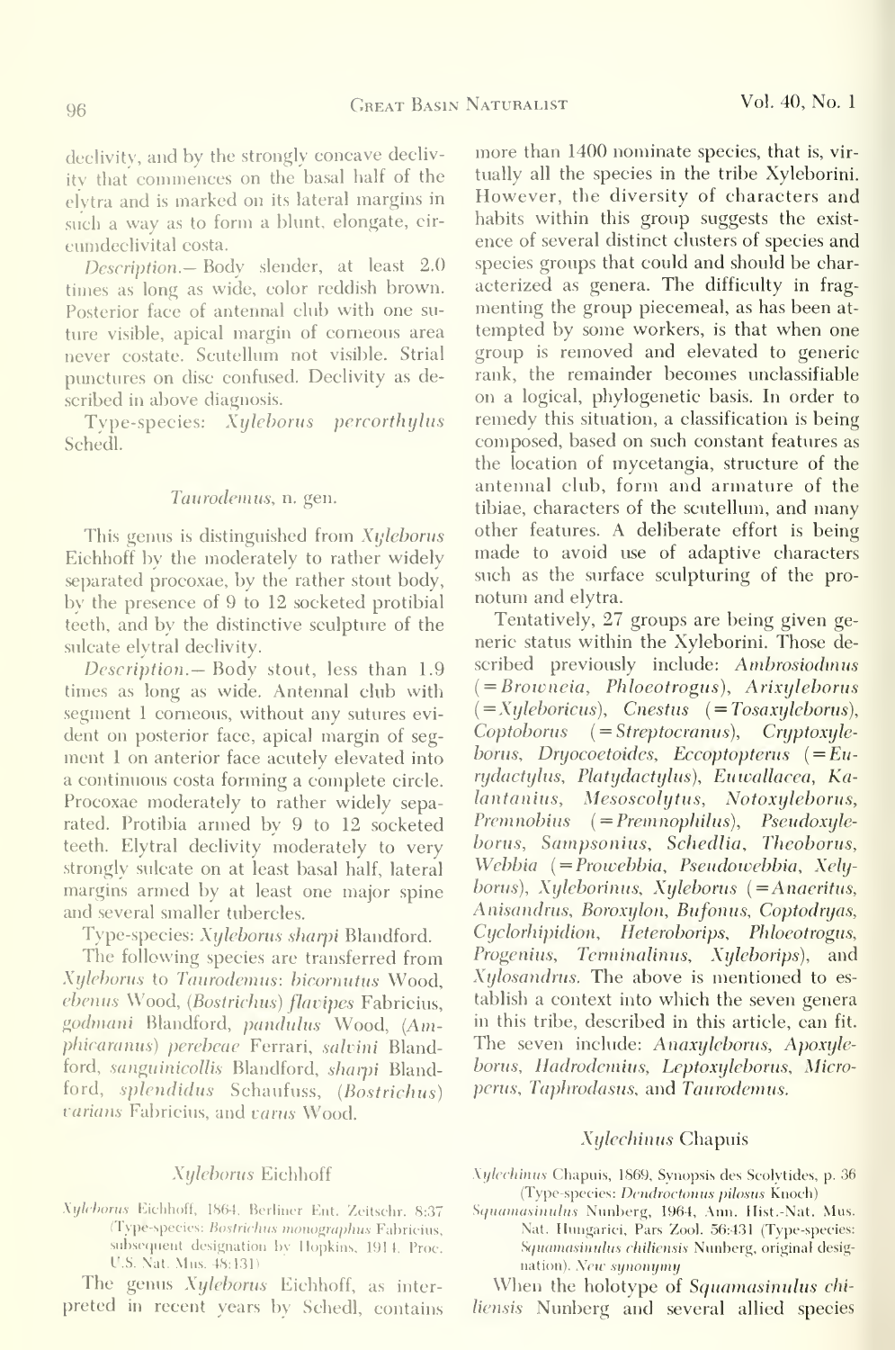declivity, and by the strongly concave declivity that commences on the basal half of the elytra and is marked on its lateral margins in such a way as to form a blunt, elongate, circumdeclivital costa.

*Description.*— Body slender, at least 2.0 times as long as wide, color reddish brown. Posterior face of antennal club with one suture visible, apical margin of corneous area never costate. Scutellum not visible. Strial punctures on disc confused. Declivity as described in above diagnosis.

Type-species: *Xyleborus percorthylus* Schedl.

### *Taurodemus*, n. gen.

This genus is distinguished from *Xyleborus* Eichhoff by the moderately to rather widely separated procoxae, by the rather stout body, by the presence of 9 to 12 socketed protibial teeth, and by the distinctive sculpture of the sulcate elytral declivity.

*Description.*— Body stout, less than 1.9 times as long as wide. Antennal club with segment 1 corneous, without any sutures evident on posterior face, apical margin of segment 1 on anterior face acutely elevated into a continuous costa forming a complete circle. Procoxae moderately to rather widely separated. Protibia armed by 9 to 12 socketed teeth. Elytral declivity moderately to very strongly sulcate on at least basal half, lateral margins armed by at least one major spine and several smaller tubercles.

Type-species: *Xyleborus sharpi* Blandford.

The following species are transferred from *Xyleborus* to *Taurodemus*: *bicornutus* Wood, *ebenus* Wood, (*Bostrichus*) *flavipes* Fabricius, *godmani* Blandford, *pandulus* Wood, (*Amphicaranus*) *perebeae* Ferrari, *salvini* Blandford, *sanguinicollis* Blandford, *sharpi* Blandford, *splendidus* Schaufuss, (*Bostrichus*) *varians* Fabricius, and *varus* Wood.

### *Xyleborus* Eichhoff

*Xyleborus* Eichhoff, 1864, Berliner Ent. Zeitschr. 8:37 (Type-species: *Bostrichus monographus* Fabricius, subsequent designation by Hopkins, 1914, Proc. U.S. Nat. Mus. 48:131)

The genus *Xyleborus* Eichhoff, as interpreted in recent years by Schedl, contains more than 1400 nominate species, that is, virtually all the species in the tribe Xyleborini. However, the diversity of characters and habits within this group suggests the existence of several distinct clusters of species and species groups that could and should be characterized as genera. The difficulty in fragmenting the group piecemeal, as has been attempted by some workers, is that when one group is removed and elevated to generic rank, the remainder becomes unclassifiable on a logical, phylogenetic basis. In order to remedy this situation, a classification is being composed, based on such constant features as the location of mycetangia, structure of the antennal club, form and armature of the tibiae, characters of the scutellum, and many other features. A deliberate effort is being made to avoid use of adaptive characters such as the surface sculpturing of the pronotum and elytra.

Tentatively, 27 groups are being given generic status within the Xyleborini. Those described previously include: *Ambrosiodmus* (=*Browneia*, *Phloeotrogus*), *Arixyleborus* (=*Xyleboricus*), *Cnestus* (=*Tosaxyleborus*), *Coptoborus* (=*Streptocranus*), *Cryptoxyleborus*, *Dryocoetoides*, *Eccoptopterus* (=*Eurydactylus*, *Platydactylus*), *Euwallacea*, *Kalantanius*, *Mesoscolytus*, *Notoxyleborus*, *Premnobius* (=*Premnophilus*), *Pseudoxyleborus*, *Sampsonius*, *Schedlia*, *Theoborus*, *Webbia* (=*Prowebbia*, *Pseudowebbia*, *Xelyborus*), *Xyleborinus*, *Xyleborus* (=*Anaeritus*, *Anisandrus*, *Boroxylon*, *Bufonus*, *Coptodryas*, *Cyclorhipidion*, *Heteroborips*, *Phloeotrogus*, *Progenius*, *Terminalinus*, *Xyleborips*), and *Xylosandrus*. The above is mentioned to establish a context into which the seven genera in this tribe, described in this article, can fit. The seven include: *Anaxyleborus*, *Apoxyleborus*, *Hadrodemius*, *Leptoxyleborus*, *Microperus*, *Taphrodasus*, and *Taurodemus*.

### *Xylechinus* Chapuis

*Xylechinus* Chapuis, 1869, Synopsis des Scolytides, p. 36 (Type-species: *Dendroctonus pilosus* Knoch)

*Squamasinulus* Nunberg, 1964, Ann. Hist.-Nat. Mus. Nat. Hungarici, Pars Zool. 56:431 (Type-species: *Squamasinulus chiliensis* Nunberg, original designation). *New synonymy*

When the holotype of *Squamasinulus chiliensis* Nunberg and several allied species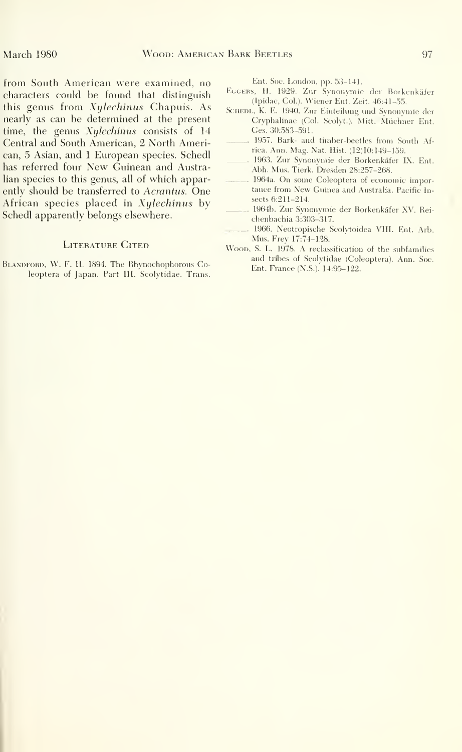from South American were examined, no characters could be found that distinguish this genus from *Xylechinus* Chapuis. As nearly as can be determined at the present time, the genus *Xylechinus* consists of 14 Central and South American, 2 North American, 5 Asian, and 1 European species. Schedl has referred four New Guinean and Australian species to this genus, all of which apparently should be transferred to *Acrantus*. One African species placed in *Xylechinus* by Schedl apparently belongs elsewhere.

## Literature Cited

Blandford, W. F. H. 1894. The Rhynochophorous Coleoptera of Japan. Part III. Scolytidae. Trans. Ent. Soc. London, pp. 53–141.

Eggers, H. 1929. Zur Synonymie der Borkenkäfer (Ipidae, Col.). Wiener Ent. Zeit. 46:41–55.

Schedl, K. E. 1940. Zur Einteilung und Synonymie der Cryphalinae (Col. Scolyt.). Mitt. Müchner Ent. Ges. 30:583–591.

———. 1957. Bark- and timber-beetles from South Africa. Ann. Mag. Nat. Hist. (12)10:149–159.

———. 1963. Zur Synonymie der Borkenkäfer IX. Ent. Abh. Mus. Tierk. Dresden 28:257–268.

———. 1964a. On some Coleoptera of economic importance from New Guinea and Australia. Pacific Insects 6:211–214.

———. 1964b. Zur Synonymie der Borkenkäfer XV. Reichenbachia 3:303–317.

———. 1966. Neotropische Scolytoidea VIII. Ent. Arb. Mus. Frey 17:74–128.

Wood, S. L. 1978. A reclassification of the subfamilies and tribes of Scolytidae (Coleoptera). Ann. Soc. Ent. France (N.S.). 14:95–122.